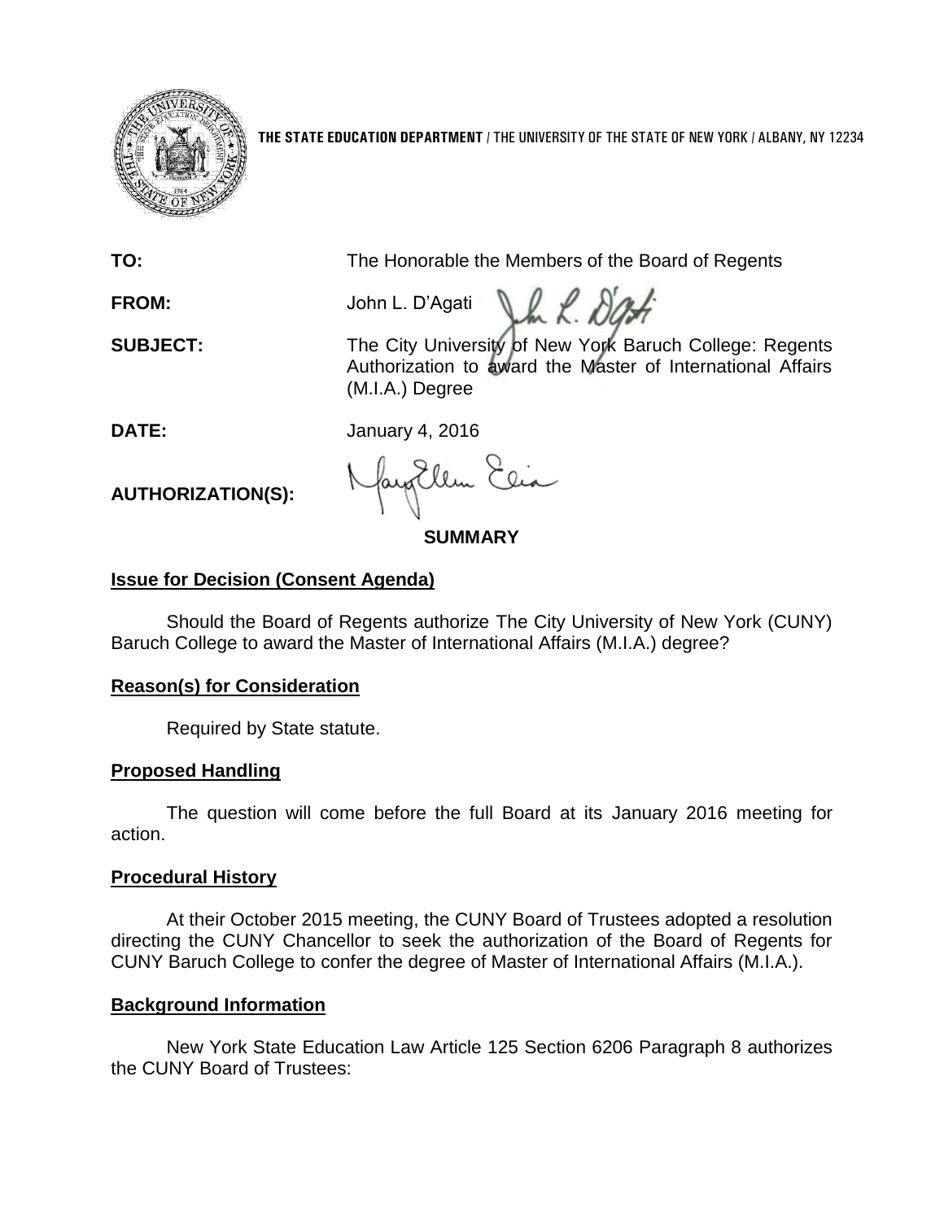**THE STATE EDUCATION DEPARTMENT** / THE UNIVERSITY OF THE STATE OF NEW YORK / ALBANY, NY 12234

**TO:** The Honorable the Members of the Board of Regents

**FROM:** John L. D'Agati

**SUBJECT:** The City University of New York Baruch College: Regents Authorization to award the Master of International Affairs (M.I.A.) Degree

**DATE:** January 4, 2016

**AUTHORIZATION(S):**

**SUMMARY**

**Issue for Decision (Consent Agenda)**

Should the Board of Regents authorize The City University of New York (CUNY) Baruch College to award the Master of International Affairs (M.I.A.) degree?

**Reason(s) for Consideration**

Required by State statute.

**Proposed Handling**

The question will come before the full Board at its January 2016 meeting for action.

**Procedural History**

At their October 2015 meeting, the CUNY Board of Trustees adopted a resolution directing the CUNY Chancellor to seek the authorization of the Board of Regents for CUNY Baruch College to confer the degree of Master of International Affairs (M.I.A.).

**Background Information**

New York State Education Law Article 125 Section 6206 Paragraph 8 authorizes the CUNY Board of Trustees: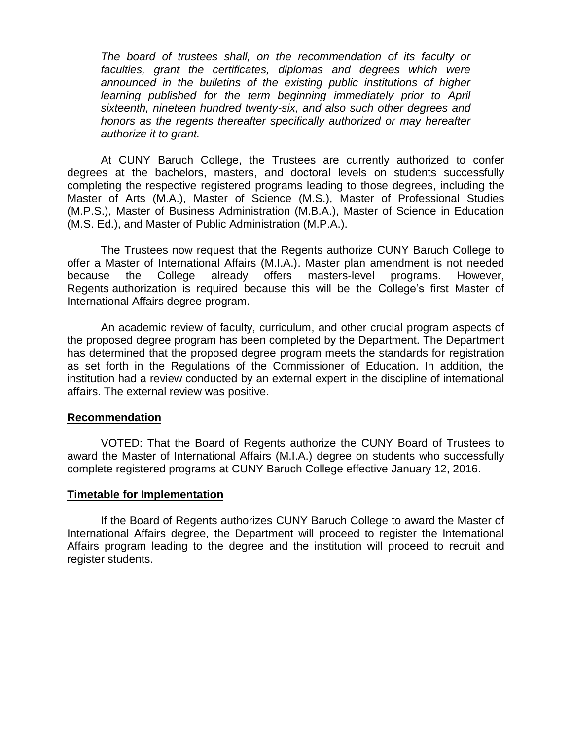*The board of trustees shall, on the recommendation of its faculty or faculties, grant the certificates, diplomas and degrees which were announced in the bulletins of the existing public institutions of higher learning published for the term beginning immediately prior to April sixteenth, nineteen hundred twenty-six, and also such other degrees and honors as the regents thereafter specifically authorized or may hereafter authorize it to grant.*

At CUNY Baruch College, the Trustees are currently authorized to confer degrees at the bachelors, masters, and doctoral levels on students successfully completing the respective registered programs leading to those degrees, including the Master of Arts (M.A.), Master of Science (M.S.), Master of Professional Studies (M.P.S.), Master of Business Administration (M.B.A.), Master of Science in Education (M.S. Ed.), and Master of Public Administration (M.P.A.).

The Trustees now request that the Regents authorize CUNY Baruch College to offer a Master of International Affairs (M.I.A.). Master plan amendment is not needed because the College already offers masters-level programs. However, Regents authorization is required because this will be the College's first Master of International Affairs degree program.

An academic review of faculty, curriculum, and other crucial program aspects of the proposed degree program has been completed by the Department. The Department has determined that the proposed degree program meets the standards for registration as set forth in the Regulations of the Commissioner of Education. In addition, the institution had a review conducted by an external expert in the discipline of international affairs. The external review was positive.

## Recommendation

VOTED: That the Board of Regents authorize the CUNY Board of Trustees to award the Master of International Affairs (M.I.A.) degree on students who successfully complete registered programs at CUNY Baruch College effective January 12, 2016.

## Timetable for Implementation

If the Board of Regents authorizes CUNY Baruch College to award the Master of International Affairs degree, the Department will proceed to register the International Affairs program leading to the degree and the institution will proceed to recruit and register students.